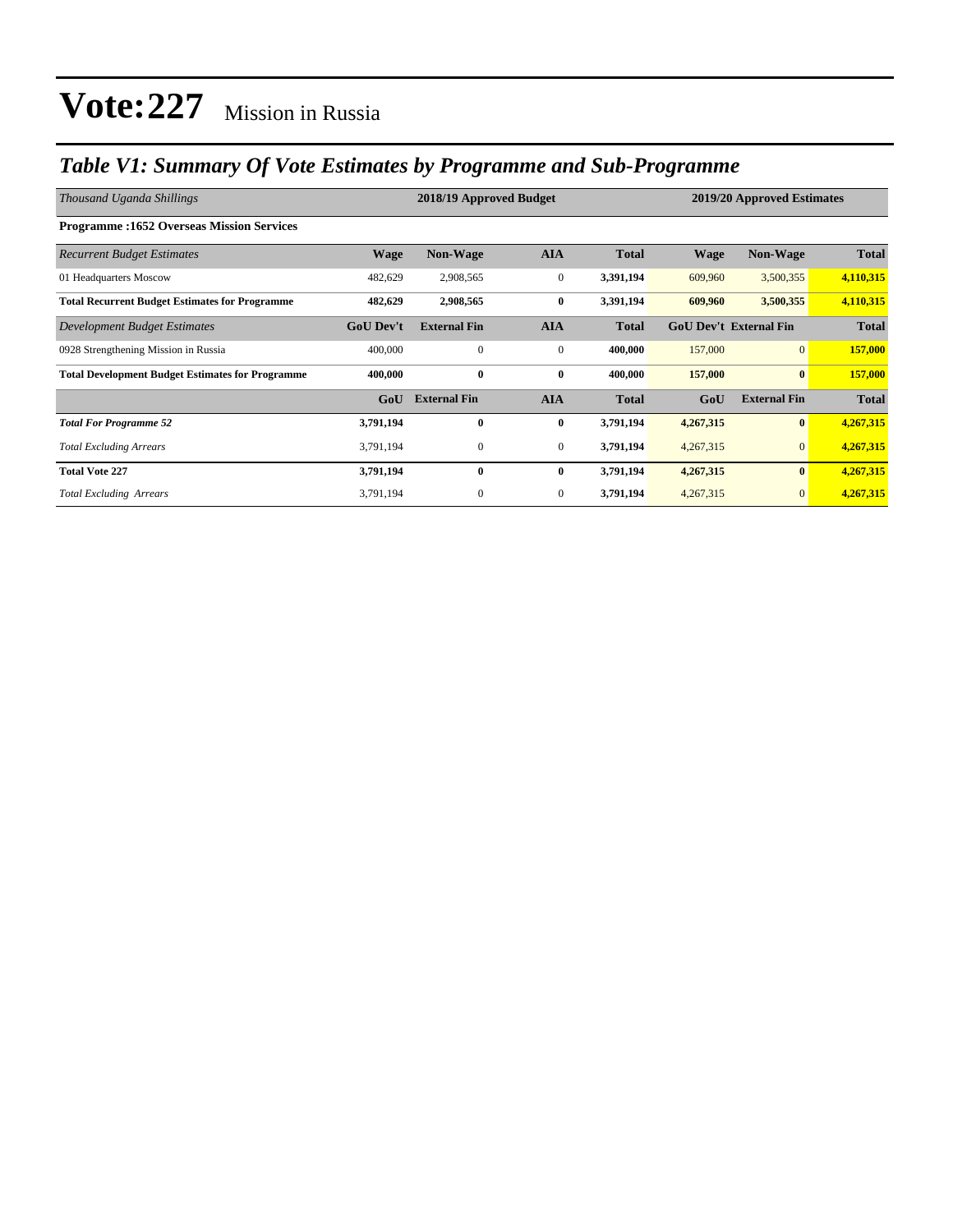# Vote:227 Mission in Russia

## *Table V1: Summary Of Vote Estimates by Programme and Sub-Programme*

| *Thousand Uganda Shillings* | 2018/19 Approved Budget | | | | 2019/20 Approved Estimates | | |
|---|---|---|---|---|---|---|---|
| **Programme :1652 Overseas Mission Services** | | | | | | | |
| *Recurrent Budget Estimates* | **Wage** | **Non-Wage** | **AIA** | **Total** | **Wage** | **Non-Wage** | **Total** |
| 01 Headquarters Moscow | 482,629 | 2,908,565 | 0 | **3,391,194** | 609,960 | 3,500,355 | **4,110,315** |
| **Total Recurrent Budget Estimates for Programme** | **482,629** | **2,908,565** | **0** | **3,391,194** | **609,960** | **3,500,355** | **4,110,315** |
| *Development Budget Estimates* | **GoU Dev't** | **External Fin** | **AIA** | **Total** | **GoU Dev't** | **External Fin** | **Total** |
| 0928 Strengthening Mission in Russia | 400,000 | 0 | 0 | **400,000** | 157,000 | 0 | **157,000** |
| **Total Development Budget Estimates for Programme** | **400,000** | **0** | **0** | **400,000** | **157,000** | **0** | **157,000** |
| | **GoU** | **External Fin** | **AIA** | **Total** | **GoU** | **External Fin** | **Total** |
| ***Total For Programme 52*** | **3,791,194** | **0** | **0** | **3,791,194** | **4,267,315** | **0** | **4,267,315** |
| *Total Excluding Arrears* | 3,791,194 | 0 | 0 | **3,791,194** | 4,267,315 | 0 | **4,267,315** |
| **Total Vote 227** | **3,791,194** | **0** | **0** | **3,791,194** | **4,267,315** | **0** | **4,267,315** |
| *Total Excluding Arrears* | 3,791,194 | 0 | 0 | **3,791,194** | 4,267,315 | 0 | **4,267,315** |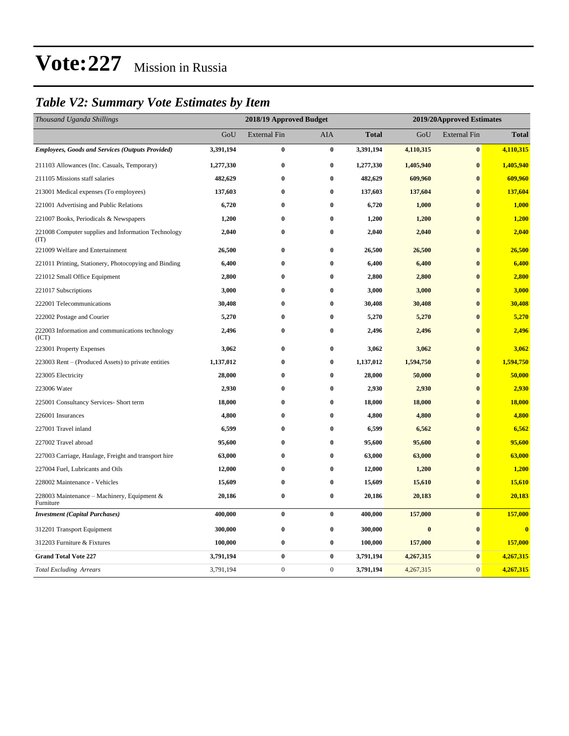# Vote:227 Mission in Russia

## *Table V2: Summary Vote Estimates by Item*

| *Thousand Uganda Shillings* | 2018/19 Approved Budget | | | | 2019/20Approved Estimates | | |
|---|---|---|---|---|---|---|---|
| | GoU | External Fin | AIA | **Total** | GoU | External Fin | **Total** |
| ***Employees, Goods and Services (Outputs Provided)*** | **3,391,194** | **0** | **0** | **3,391,194** | **4,110,315** | **0** | **4,110,315** |
| 211103 Allowances (Inc. Casuals, Temporary) | **1,277,330** | **0** | **0** | **1,277,330** | **1,405,940** | **0** | **1,405,940** |
| 211105 Missions staff salaries | **482,629** | **0** | **0** | **482,629** | **609,960** | **0** | **609,960** |
| 213001 Medical expenses (To employees) | **137,603** | **0** | **0** | **137,603** | **137,604** | **0** | **137,604** |
| 221001 Advertising and Public Relations | **6,720** | **0** | **0** | **6,720** | **1,000** | **0** | **1,000** |
| 221007 Books, Periodicals & Newspapers | **1,200** | **0** | **0** | **1,200** | **1,200** | **0** | **1,200** |
| 221008 Computer supplies and Information Technology (IT) | **2,040** | **0** | **0** | **2,040** | **2,040** | **0** | **2,040** |
| 221009 Welfare and Entertainment | **26,500** | **0** | **0** | **26,500** | **26,500** | **0** | **26,500** |
| 221011 Printing, Stationery, Photocopying and Binding | **6,400** | **0** | **0** | **6,400** | **6,400** | **0** | **6,400** |
| 221012 Small Office Equipment | **2,800** | **0** | **0** | **2,800** | **2,800** | **0** | **2,800** |
| 221017 Subscriptions | **3,000** | **0** | **0** | **3,000** | **3,000** | **0** | **3,000** |
| 222001 Telecommunications | **30,408** | **0** | **0** | **30,408** | **30,408** | **0** | **30,408** |
| 222002 Postage and Courier | **5,270** | **0** | **0** | **5,270** | **5,270** | **0** | **5,270** |
| 222003 Information and communications technology (ICT) | **2,496** | **0** | **0** | **2,496** | **2,496** | **0** | **2,496** |
| 223001 Property Expenses | **3,062** | **0** | **0** | **3,062** | **3,062** | **0** | **3,062** |
| 223003 Rent – (Produced Assets) to private entities | **1,137,012** | **0** | **0** | **1,137,012** | **1,594,750** | **0** | **1,594,750** |
| 223005 Electricity | **28,000** | **0** | **0** | **28,000** | **50,000** | **0** | **50,000** |
| 223006 Water | **2,930** | **0** | **0** | **2,930** | **2,930** | **0** | **2,930** |
| 225001 Consultancy Services- Short term | **18,000** | **0** | **0** | **18,000** | **18,000** | **0** | **18,000** |
| 226001 Insurances | **4,800** | **0** | **0** | **4,800** | **4,800** | **0** | **4,800** |
| 227001 Travel inland | **6,599** | **0** | **0** | **6,599** | **6,562** | **0** | **6,562** |
| 227002 Travel abroad | **95,600** | **0** | **0** | **95,600** | **95,600** | **0** | **95,600** |
| 227003 Carriage, Haulage, Freight and transport hire | **63,000** | **0** | **0** | **63,000** | **63,000** | **0** | **63,000** |
| 227004 Fuel, Lubricants and Oils | **12,000** | **0** | **0** | **12,000** | **1,200** | **0** | **1,200** |
| 228002 Maintenance - Vehicles | **15,609** | **0** | **0** | **15,609** | **15,610** | **0** | **15,610** |
| 228003 Maintenance – Machinery, Equipment & Furniture | **20,186** | **0** | **0** | **20,186** | **20,183** | **0** | **20,183** |
| ***Investment (Capital Purchases)*** | **400,000** | **0** | **0** | **400,000** | **157,000** | **0** | **157,000** |
| 312201 Transport Equipment | **300,000** | **0** | **0** | **300,000** | **0** | **0** | **0** |
| 312203 Furniture & Fixtures | **100,000** | **0** | **0** | **100,000** | **157,000** | **0** | **157,000** |
| **Grand Total Vote 227** | **3,791,194** | **0** | **0** | **3,791,194** | **4,267,315** | **0** | **4,267,315** |
| *Total Excluding Arrears* | 3,791,194 | 0 | 0 | **3,791,194** | 4,267,315 | 0 | **4,267,315** |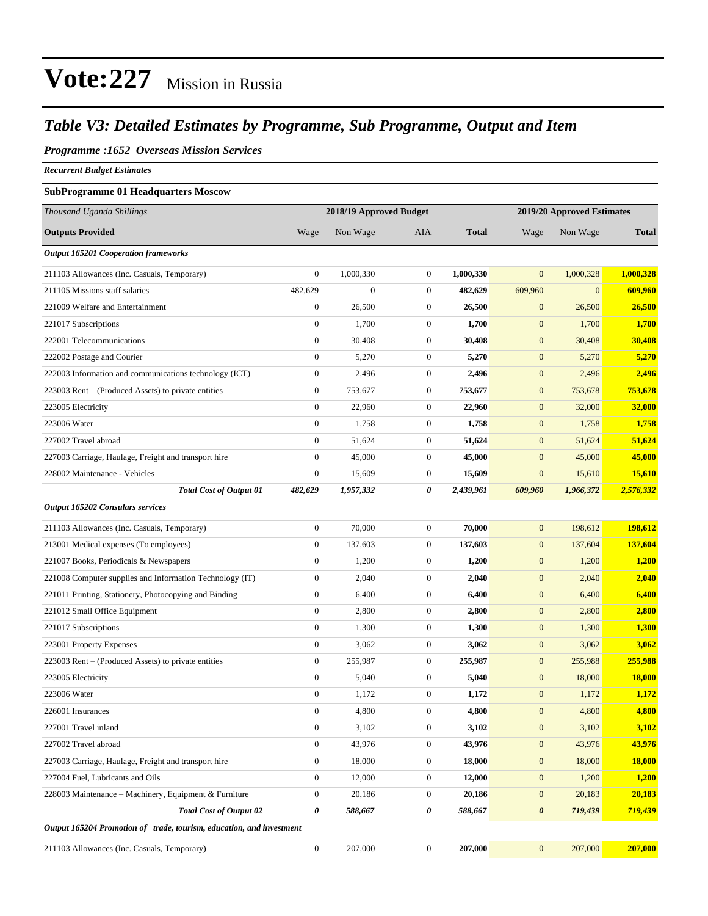# Vote:227 Mission in Russia

## *Table V3: Detailed Estimates by Programme, Sub Programme, Output and Item*

### *Programme :1652 Overseas Mission Services*

***Recurrent Budget Estimates***

**SubProgramme 01 Headquarters Moscow**

| *Thousand Uganda Shillings* | 2018/19 Approved Budget | | | | 2019/20 Approved Estimates | | |
|---|---|---|---|---|---|---|---|
| **Outputs Provided** | Wage | Non Wage | AIA | **Total** | Wage | Non Wage | **Total** |
| ***Output 165201 Cooperation frameworks*** | | | | | | | |
| 211103 Allowances (Inc. Casuals, Temporary) | 0 | 1,000,330 | 0 | **1,000,330** | 0 | 1,000,328 | **1,000,328** |
| 211105 Missions staff salaries | 482,629 | 0 | 0 | **482,629** | 609,960 | 0 | **609,960** |
| 221009 Welfare and Entertainment | 0 | 26,500 | 0 | **26,500** | 0 | 26,500 | **26,500** |
| 221017 Subscriptions | 0 | 1,700 | 0 | **1,700** | 0 | 1,700 | **1,700** |
| 222001 Telecommunications | 0 | 30,408 | 0 | **30,408** | 0 | 30,408 | **30,408** |
| 222002 Postage and Courier | 0 | 5,270 | 0 | **5,270** | 0 | 5,270 | **5,270** |
| 222003 Information and communications technology (ICT) | 0 | 2,496 | 0 | **2,496** | 0 | 2,496 | **2,496** |
| 223003 Rent – (Produced Assets) to private entities | 0 | 753,677 | 0 | **753,677** | 0 | 753,678 | **753,678** |
| 223005 Electricity | 0 | 22,960 | 0 | **22,960** | 0 | 32,000 | **32,000** |
| 223006 Water | 0 | 1,758 | 0 | **1,758** | 0 | 1,758 | **1,758** |
| 227002 Travel abroad | 0 | 51,624 | 0 | **51,624** | 0 | 51,624 | **51,624** |
| 227003 Carriage, Haulage, Freight and transport hire | 0 | 45,000 | 0 | **45,000** | 0 | 45,000 | **45,000** |
| 228002 Maintenance - Vehicles | 0 | 15,609 | 0 | **15,609** | 0 | 15,610 | **15,610** |
| ***Total Cost of Output 01*** | ***482,629*** | ***1,957,332*** | ***0*** | ***2,439,961*** | ***609,960*** | ***1,966,372*** | ***2,576,332*** |
| ***Output 165202 Consulars services*** | | | | | | | |
| 211103 Allowances (Inc. Casuals, Temporary) | 0 | 70,000 | 0 | **70,000** | 0 | 198,612 | **198,612** |
| 213001 Medical expenses (To employees) | 0 | 137,603 | 0 | **137,603** | 0 | 137,604 | **137,604** |
| 221007 Books, Periodicals & Newspapers | 0 | 1,200 | 0 | **1,200** | 0 | 1,200 | **1,200** |
| 221008 Computer supplies and Information Technology (IT) | 0 | 2,040 | 0 | **2,040** | 0 | 2,040 | **2,040** |
| 221011 Printing, Stationery, Photocopying and Binding | 0 | 6,400 | 0 | **6,400** | 0 | 6,400 | **6,400** |
| 221012 Small Office Equipment | 0 | 2,800 | 0 | **2,800** | 0 | 2,800 | **2,800** |
| 221017 Subscriptions | 0 | 1,300 | 0 | **1,300** | 0 | 1,300 | **1,300** |
| 223001 Property Expenses | 0 | 3,062 | 0 | **3,062** | 0 | 3,062 | **3,062** |
| 223003 Rent – (Produced Assets) to private entities | 0 | 255,987 | 0 | **255,987** | 0 | 255,988 | **255,988** |
| 223005 Electricity | 0 | 5,040 | 0 | **5,040** | 0 | 18,000 | **18,000** |
| 223006 Water | 0 | 1,172 | 0 | **1,172** | 0 | 1,172 | **1,172** |
| 226001 Insurances | 0 | 4,800 | 0 | **4,800** | 0 | 4,800 | **4,800** |
| 227001 Travel inland | 0 | 3,102 | 0 | **3,102** | 0 | 3,102 | **3,102** |
| 227002 Travel abroad | 0 | 43,976 | 0 | **43,976** | 0 | 43,976 | **43,976** |
| 227003 Carriage, Haulage, Freight and transport hire | 0 | 18,000 | 0 | **18,000** | 0 | 18,000 | **18,000** |
| 227004 Fuel, Lubricants and Oils | 0 | 12,000 | 0 | **12,000** | 0 | 1,200 | **1,200** |
| 228003 Maintenance – Machinery, Equipment & Furniture | 0 | 20,186 | 0 | **20,186** | 0 | 20,183 | **20,183** |
| ***Total Cost of Output 02*** | ***0*** | ***588,667*** | ***0*** | ***588,667*** | ***0*** | ***719,439*** | ***719,439*** |
| ***Output 165204 Promotion of trade, tourism, education, and investment*** | | | | | | | |
| 211103 Allowances (Inc. Casuals, Temporary) | 0 | 207,000 | 0 | **207,000** | 0 | 207,000 | **207,000** |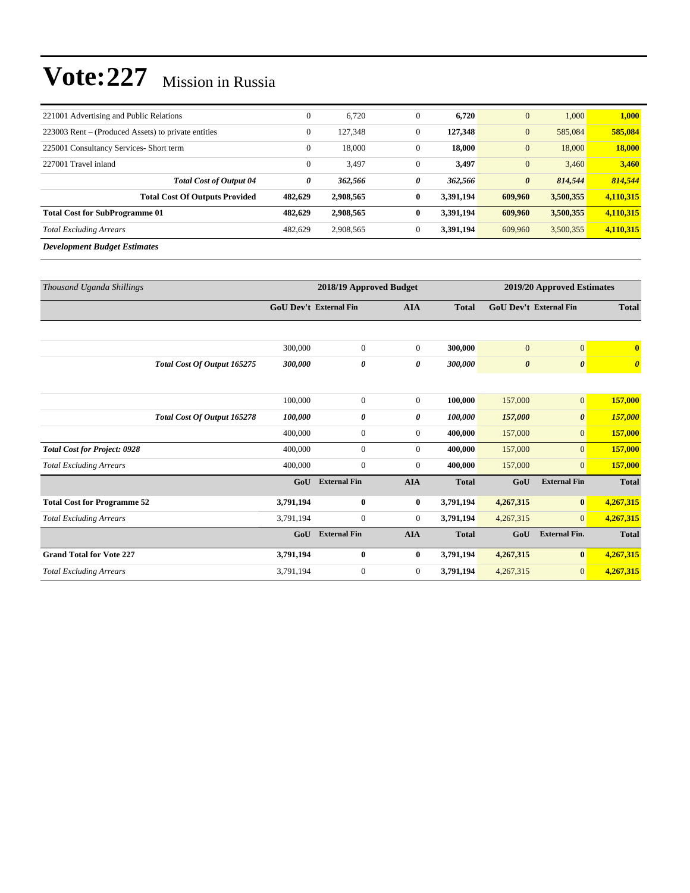# Vote:227 Mission in Russia

| | | | | | | | |
|---|---|---|---|---|---|---|---|
| 221001 Advertising and Public Relations | 0 | 6,720 | 0 | **6,720** | 0 | 1,000 | **1,000** |
| 223003 Rent – (Produced Assets) to private entities | 0 | 127,348 | 0 | **127,348** | 0 | 585,084 | **585,084** |
| 225001 Consultancy Services- Short term | 0 | 18,000 | 0 | **18,000** | 0 | 18,000 | **18,000** |
| 227001 Travel inland | 0 | 3,497 | 0 | **3,497** | 0 | 3,460 | **3,460** |
| ***Total Cost of Output 04*** | ***0*** | ***362,566*** | ***0*** | ***362,566*** | ***0*** | ***814,544*** | ***814,544*** |
| **Total Cost Of Outputs Provided** | **482,629** | **2,908,565** | **0** | **3,391,194** | **609,960** | **3,500,355** | **4,110,315** |
| **Total Cost for SubProgramme 01** | **482,629** | **2,908,565** | **0** | **3,391,194** | **609,960** | **3,500,355** | **4,110,315** |
| *Total Excluding Arrears* | 482,629 | 2,908,565 | 0 | **3,391,194** | 609,960 | 3,500,355 | **4,110,315** |

***Development Budget Estimates***

| *Thousand Uganda Shillings* | 2018/19 Approved Budget | | | | 2019/20 Approved Estimates | | |
|---|---|---|---|---|---|---|---|
| | **GoU Dev't** | **External Fin** | **AIA** | **Total** | **GoU Dev't** | **External Fin** | **Total** |
| | | | | | | | |
| | 300,000 | 0 | 0 | **300,000** | 0 | 0 | **0** |
| ***Total Cost Of Output 165275*** | ***300,000*** | ***0*** | ***0*** | ***300,000*** | ***0*** | ***0*** | ***0*** |
| | | | | | | | |
| | 100,000 | 0 | 0 | **100,000** | 157,000 | 0 | **157,000** |
| ***Total Cost Of Output 165278*** | ***100,000*** | ***0*** | ***0*** | ***100,000*** | ***157,000*** | ***0*** | ***157,000*** |
| | 400,000 | 0 | 0 | **400,000** | 157,000 | 0 | **157,000** |
| ***Total Cost for Project: 0928*** | 400,000 | 0 | 0 | **400,000** | 157,000 | 0 | **157,000** |
| *Total Excluding Arrears* | 400,000 | 0 | 0 | **400,000** | 157,000 | 0 | **157,000** |
| | **GoU** | **External Fin** | **AIA** | **Total** | **GoU** | **External Fin** | **Total** |
| **Total Cost for Programme 52** | **3,791,194** | **0** | **0** | **3,791,194** | **4,267,315** | **0** | **4,267,315** |
| *Total Excluding Arrears* | 3,791,194 | 0 | 0 | **3,791,194** | 4,267,315 | 0 | **4,267,315** |
| | **GoU** | **External Fin** | **AIA** | **Total** | **GoU** | **External Fin.** | **Total** |
| **Grand Total for Vote 227** | **3,791,194** | **0** | **0** | **3,791,194** | **4,267,315** | **0** | **4,267,315** |
| *Total Excluding Arrears* | 3,791,194 | 0 | 0 | **3,791,194** | 4,267,315 | 0 | **4,267,315** |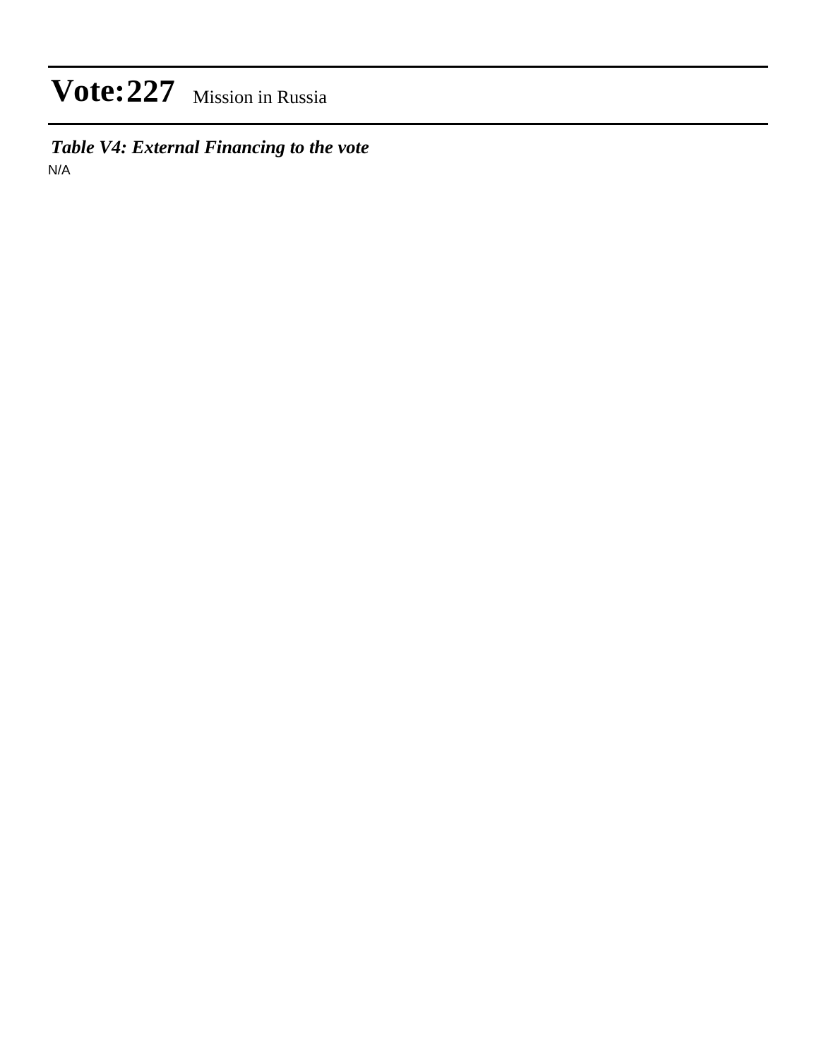# Vote:227 Mission in Russia

***Table V4: External Financing to the vote***

N/A